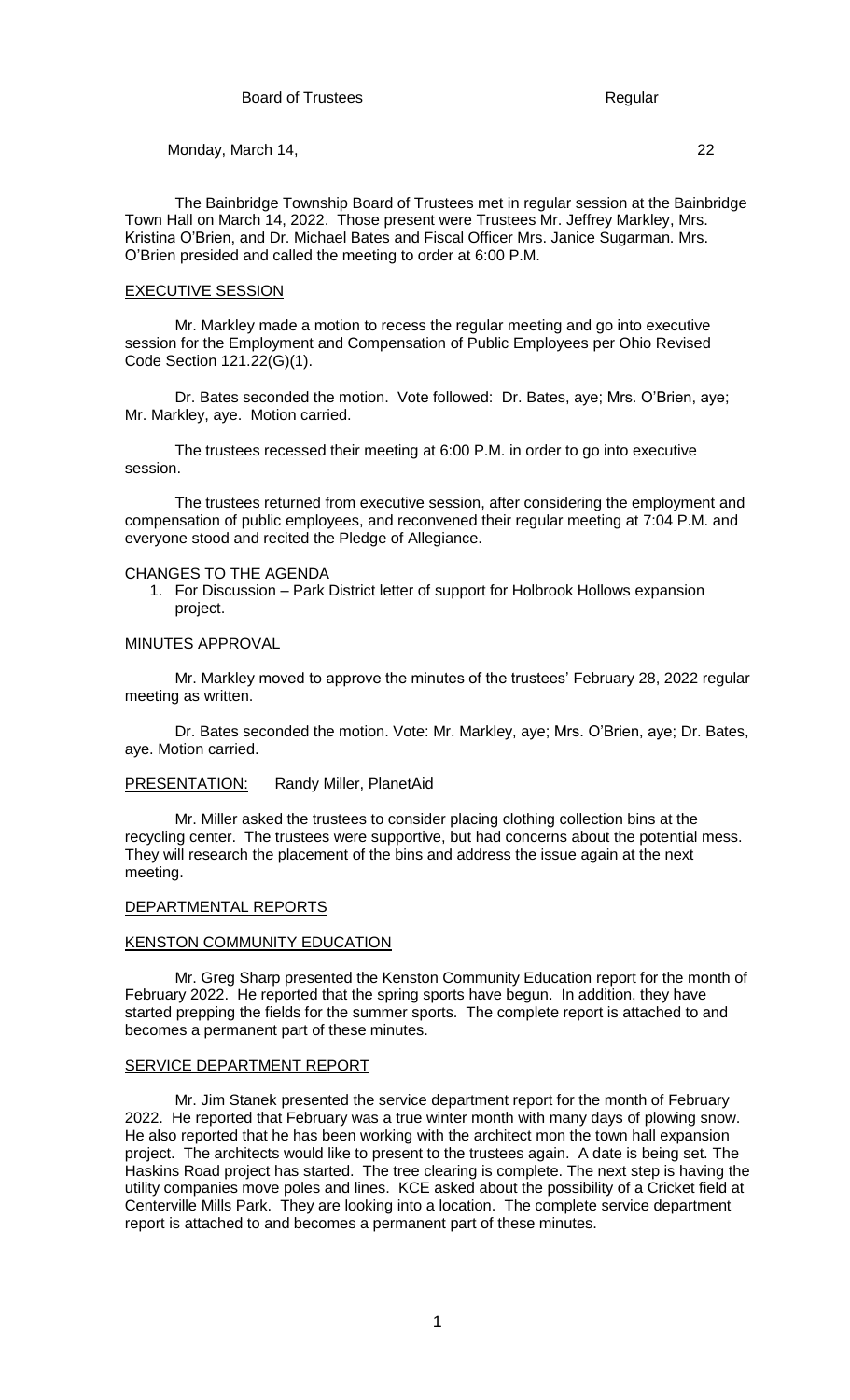Board of Trustees Regular

Monday, March 14, 22

The Bainbridge Township Board of Trustees met in regular session at the Bainbridge Town Hall on March 14, 2022. Those present were Trustees Mr. Jeffrey Markley, Mrs. Kristina O'Brien, and Dr. Michael Bates and Fiscal Officer Mrs. Janice Sugarman. Mrs. O'Brien presided and called the meeting to order at 6:00 P.M.

## EXECUTIVE SESSION

Mr. Markley made a motion to recess the regular meeting and go into executive session for the Employment and Compensation of Public Employees per Ohio Revised Code Section 121.22(G)(1).

Dr. Bates seconded the motion. Vote followed: Dr. Bates, aye; Mrs. O'Brien, aye; Mr. Markley, aye. Motion carried.

The trustees recessed their meeting at 6:00 P.M. in order to go into executive session.

The trustees returned from executive session, after considering the employment and compensation of public employees, and reconvened their regular meeting at 7:04 P.M. and everyone stood and recited the Pledge of Allegiance.

## CHANGES TO THE AGENDA

1. For Discussion – Park District letter of support for Holbrook Hollows expansion project.

## MINUTES APPROVAL

Mr. Markley moved to approve the minutes of the trustees' February 28, 2022 regular meeting as written.

Dr. Bates seconded the motion. Vote: Mr. Markley, aye; Mrs. O'Brien, aye; Dr. Bates, aye. Motion carried.

## PRESENTATION: Randy Miller, PlanetAid

Mr. Miller asked the trustees to consider placing clothing collection bins at the recycling center. The trustees were supportive, but had concerns about the potential mess. They will research the placement of the bins and address the issue again at the next meeting.

## DEPARTMENTAL REPORTS

## KENSTON COMMUNITY EDUCATION

Mr. Greg Sharp presented the Kenston Community Education report for the month of February 2022. He reported that the spring sports have begun. In addition, they have started prepping the fields for the summer sports. The complete report is attached to and becomes a permanent part of these minutes.

## SERVICE DEPARTMENT REPORT

Mr. Jim Stanek presented the service department report for the month of February 2022. He reported that February was a true winter month with many days of plowing snow. He also reported that he has been working with the architect mon the town hall expansion project. The architects would like to present to the trustees again. A date is being set. The Haskins Road project has started. The tree clearing is complete. The next step is having the utility companies move poles and lines. KCE asked about the possibility of a Cricket field at Centerville Mills Park. They are looking into a location. The complete service department report is attached to and becomes a permanent part of these minutes.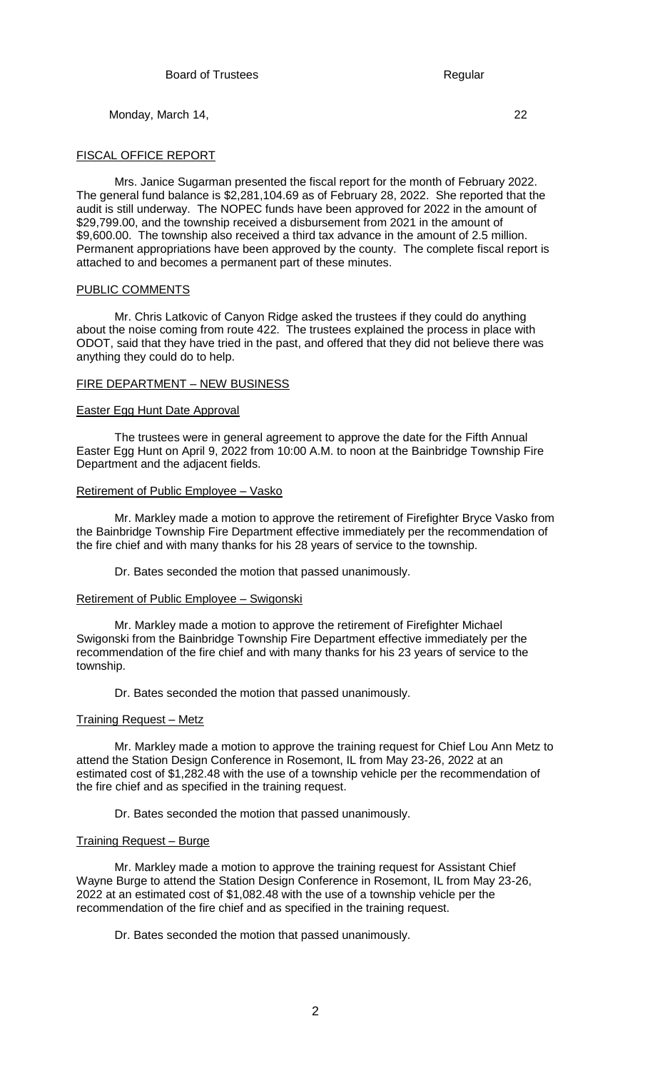## FISCAL OFFICE REPORT

Mrs. Janice Sugarman presented the fiscal report for the month of February 2022. The general fund balance is $2,281,104.69 as of February 28, 2022. She reported that the audit is still underway. The NOPEC funds have been approved for 2022 in the amount of $29,799.00, and the township received a disbursement from 2021 in the amount of $9,600.00. The township also received a third tax advance in the amount of 2.5 million. Permanent appropriations have been approved by the county. The complete fiscal report is attached to and becomes a permanent part of these minutes.

## PUBLIC COMMENTS

Mr. Chris Latkovic of Canyon Ridge asked the trustees if they could do anything about the noise coming from route 422. The trustees explained the process in place with ODOT, said that they have tried in the past, and offered that they did not believe there was anything they could do to help.

## FIRE DEPARTMENT – NEW BUSINESS

### Easter Egg Hunt Date Approval

The trustees were in general agreement to approve the date for the Fifth Annual Easter Egg Hunt on April 9, 2022 from 10:00 A.M. to noon at the Bainbridge Township Fire Department and the adjacent fields.

### Retirement of Public Employee – Vasko

Mr. Markley made a motion to approve the retirement of Firefighter Bryce Vasko from the Bainbridge Township Fire Department effective immediately per the recommendation of the fire chief and with many thanks for his 28 years of service to the township.

Dr. Bates seconded the motion that passed unanimously.

### Retirement of Public Employee – Swigonski

Mr. Markley made a motion to approve the retirement of Firefighter Michael Swigonski from the Bainbridge Township Fire Department effective immediately per the recommendation of the fire chief and with many thanks for his 23 years of service to the township.

Dr. Bates seconded the motion that passed unanimously.

### Training Request – Metz

Mr. Markley made a motion to approve the training request for Chief Lou Ann Metz to attend the Station Design Conference in Rosemont, IL from May 23-26, 2022 at an estimated cost of $1,282.48 with the use of a township vehicle per the recommendation of the fire chief and as specified in the training request.

Dr. Bates seconded the motion that passed unanimously.

### Training Request – Burge

Mr. Markley made a motion to approve the training request for Assistant Chief Wayne Burge to attend the Station Design Conference in Rosemont, IL from May 23-26, 2022 at an estimated cost of $1,082.48 with the use of a township vehicle per the recommendation of the fire chief and as specified in the training request.

Dr. Bates seconded the motion that passed unanimously.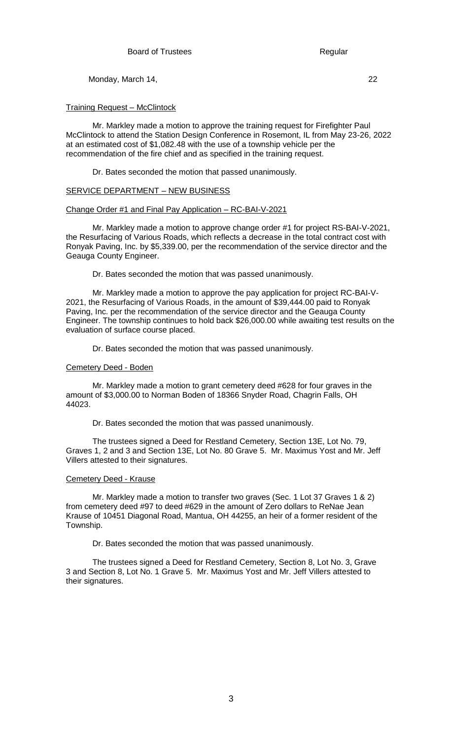### Training Request – McClintock

Mr. Markley made a motion to approve the training request for Firefighter Paul McClintock to attend the Station Design Conference in Rosemont, IL from May 23-26, 2022 at an estimated cost of $1,082.48 with the use of a township vehicle per the recommendation of the fire chief and as specified in the training request.

Dr. Bates seconded the motion that passed unanimously.

## SERVICE DEPARTMENT – NEW BUSINESS

### Change Order #1 and Final Pay Application – RC-BAI-V-2021

Mr. Markley made a motion to approve change order #1 for project RS-BAI-V-2021, the Resurfacing of Various Roads, which reflects a decrease in the total contract cost with Ronyak Paving, Inc. by $5,339.00, per the recommendation of the service director and the Geauga County Engineer.

Dr. Bates seconded the motion that was passed unanimously.

Mr. Markley made a motion to approve the pay application for project RC-BAI-V-2021, the Resurfacing of Various Roads, in the amount of $39,444.00 paid to Ronyak Paving, Inc. per the recommendation of the service director and the Geauga County Engineer. The township continues to hold back $26,000.00 while awaiting test results on the evaluation of surface course placed.

Dr. Bates seconded the motion that was passed unanimously.

### Cemetery Deed - Boden

Mr. Markley made a motion to grant cemetery deed #628 for four graves in the amount of $3,000.00 to Norman Boden of 18366 Snyder Road, Chagrin Falls, OH 44023.

Dr. Bates seconded the motion that was passed unanimously.

The trustees signed a Deed for Restland Cemetery, Section 13E, Lot No. 79, Graves 1, 2 and 3 and Section 13E, Lot No. 80 Grave 5. Mr. Maximus Yost and Mr. Jeff Villers attested to their signatures.

### Cemetery Deed - Krause

Mr. Markley made a motion to transfer two graves (Sec. 1 Lot 37 Graves 1 & 2) from cemetery deed #97 to deed #629 in the amount of Zero dollars to ReNae Jean Krause of 10451 Diagonal Road, Mantua, OH 44255, an heir of a former resident of the Township.

Dr. Bates seconded the motion that was passed unanimously.

The trustees signed a Deed for Restland Cemetery, Section 8, Lot No. 3, Grave 3 and Section 8, Lot No. 1 Grave 5. Mr. Maximus Yost and Mr. Jeff Villers attested to their signatures.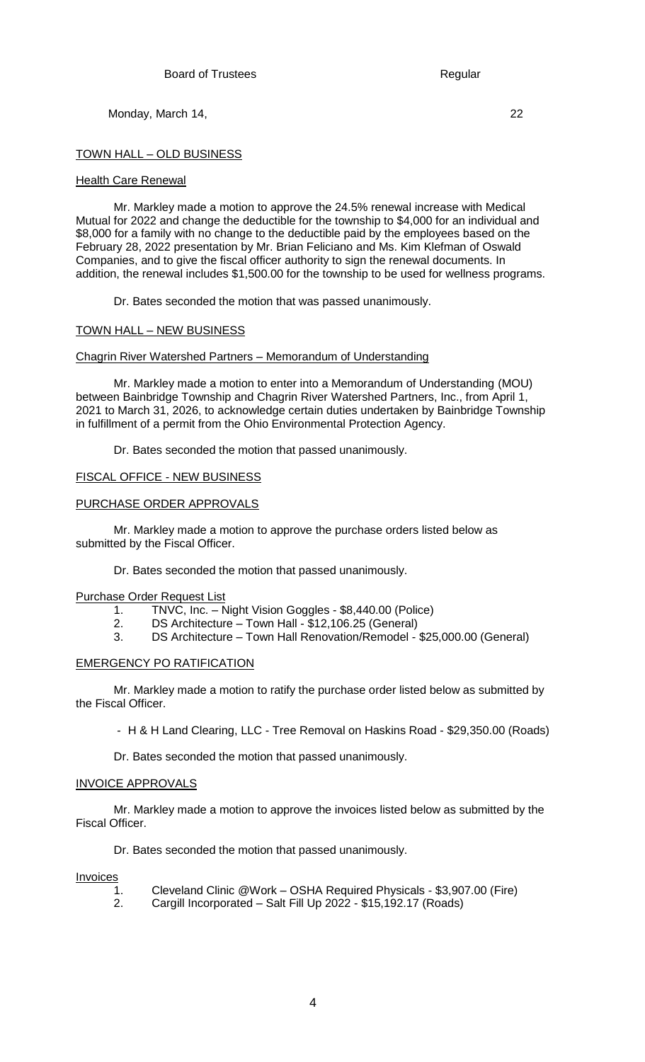## TOWN HALL – OLD BUSINESS

### Health Care Renewal

Mr. Markley made a motion to approve the 24.5% renewal increase with Medical Mutual for 2022 and change the deductible for the township to $4,000 for an individual and $8,000 for a family with no change to the deductible paid by the employees based on the February 28, 2022 presentation by Mr. Brian Feliciano and Ms. Kim Klefman of Oswald Companies, and to give the fiscal officer authority to sign the renewal documents. In addition, the renewal includes $1,500.00 for the township to be used for wellness programs.

Dr. Bates seconded the motion that was passed unanimously.

## TOWN HALL – NEW BUSINESS

### Chagrin River Watershed Partners – Memorandum of Understanding

Mr. Markley made a motion to enter into a Memorandum of Understanding (MOU) between Bainbridge Township and Chagrin River Watershed Partners, Inc., from April 1, 2021 to March 31, 2026, to acknowledge certain duties undertaken by Bainbridge Township in fulfillment of a permit from the Ohio Environmental Protection Agency.

Dr. Bates seconded the motion that passed unanimously.

## FISCAL OFFICE - NEW BUSINESS

### PURCHASE ORDER APPROVALS

Mr. Markley made a motion to approve the purchase orders listed below as submitted by the Fiscal Officer.

Dr. Bates seconded the motion that passed unanimously.

Purchase Order Request List

1. TNVC, Inc. – Night Vision Goggles - $8,440.00 (Police)
2. DS Architecture – Town Hall - $12,106.25 (General)
3. DS Architecture – Town Hall Renovation/Remodel - $25,000.00 (General)

### EMERGENCY PO RATIFICATION

Mr. Markley made a motion to ratify the purchase order listed below as submitted by the Fiscal Officer.

- H & H Land Clearing, LLC - Tree Removal on Haskins Road - $29,350.00 (Roads)

Dr. Bates seconded the motion that passed unanimously.

### INVOICE APPROVALS

Mr. Markley made a motion to approve the invoices listed below as submitted by the Fiscal Officer.

Dr. Bates seconded the motion that passed unanimously.

Invoices

1. Cleveland Clinic @Work – OSHA Required Physicals - $3,907.00 (Fire)
2. Cargill Incorporated – Salt Fill Up 2022 - $15,192.17 (Roads)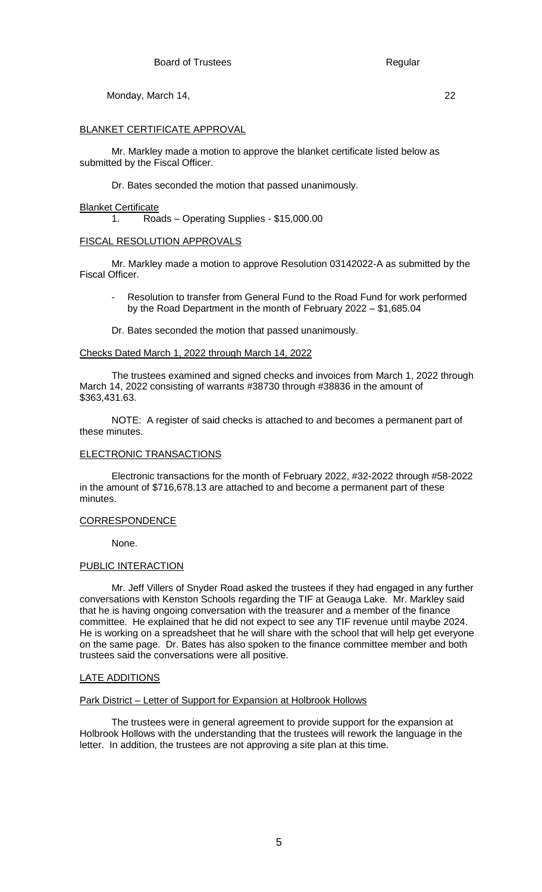## BLANKET CERTIFICATE APPROVAL

Mr. Markley made a motion to approve the blanket certificate listed below as submitted by the Fiscal Officer.

Dr. Bates seconded the motion that passed unanimously.

### Blanket Certificate

1. Roads – Operating Supplies - $15,000.00

## FISCAL RESOLUTION APPROVALS

Mr. Markley made a motion to approve Resolution 03142022-A as submitted by the Fiscal Officer.

- Resolution to transfer from General Fund to the Road Fund for work performed by the Road Department in the month of February 2022 – $1,685.04

Dr. Bates seconded the motion that passed unanimously.

### Checks Dated March 1, 2022 through March 14, 2022

The trustees examined and signed checks and invoices from March 1, 2022 through March 14, 2022 consisting of warrants #38730 through #38836 in the amount of $363,431.63.

NOTE: A register of said checks is attached to and becomes a permanent part of these minutes.

## ELECTRONIC TRANSACTIONS

Electronic transactions for the month of February 2022, #32-2022 through #58-2022 in the amount of $716,678.13 are attached to and become a permanent part of these minutes.

## CORRESPONDENCE

None.

## PUBLIC INTERACTION

Mr. Jeff Villers of Snyder Road asked the trustees if they had engaged in any further conversations with Kenston Schools regarding the TIF at Geauga Lake. Mr. Markley said that he is having ongoing conversation with the treasurer and a member of the finance committee. He explained that he did not expect to see any TIF revenue until maybe 2024. He is working on a spreadsheet that he will share with the school that will help get everyone on the same page. Dr. Bates has also spoken to the finance committee member and both trustees said the conversations were all positive.

## LATE ADDITIONS

### Park District – Letter of Support for Expansion at Holbrook Hollows

The trustees were in general agreement to provide support for the expansion at Holbrook Hollows with the understanding that the trustees will rework the language in the letter. In addition, the trustees are not approving a site plan at this time.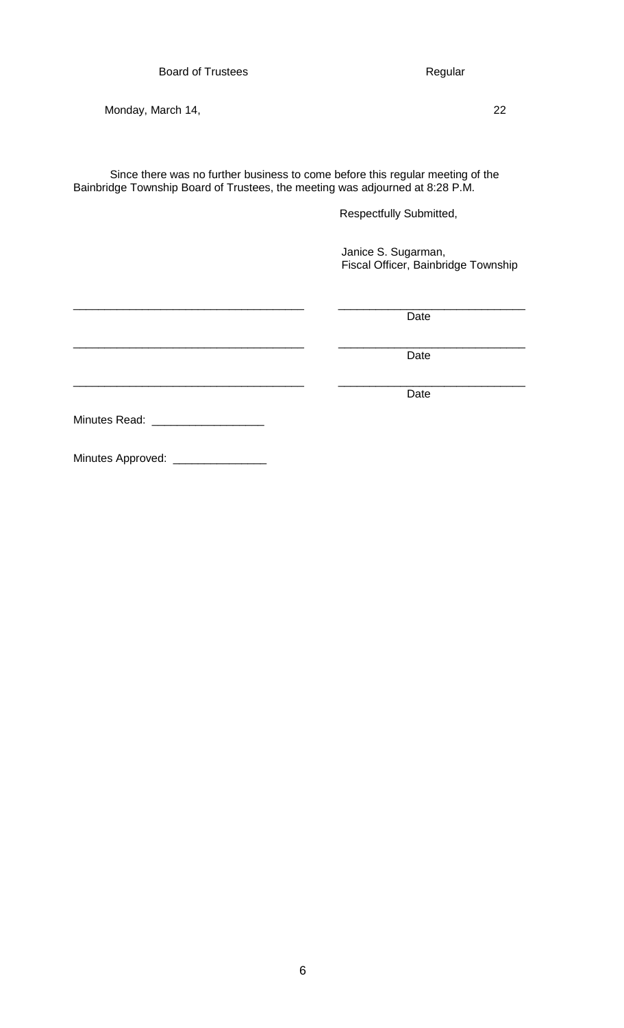Since there was no further business to come before this regular meeting of the Bainbridge Township Board of Trustees, the meeting was adjourned at 8:28 P.M.

Respectfully Submitted,

Janice S. Sugarman,
Fiscal Officer, Bainbridge Township

_____________________________________ ______________________________
Date

_____________________________________ ______________________________
Date

_____________________________________ ______________________________
Date

Minutes Read: __________________

Minutes Approved: _______________